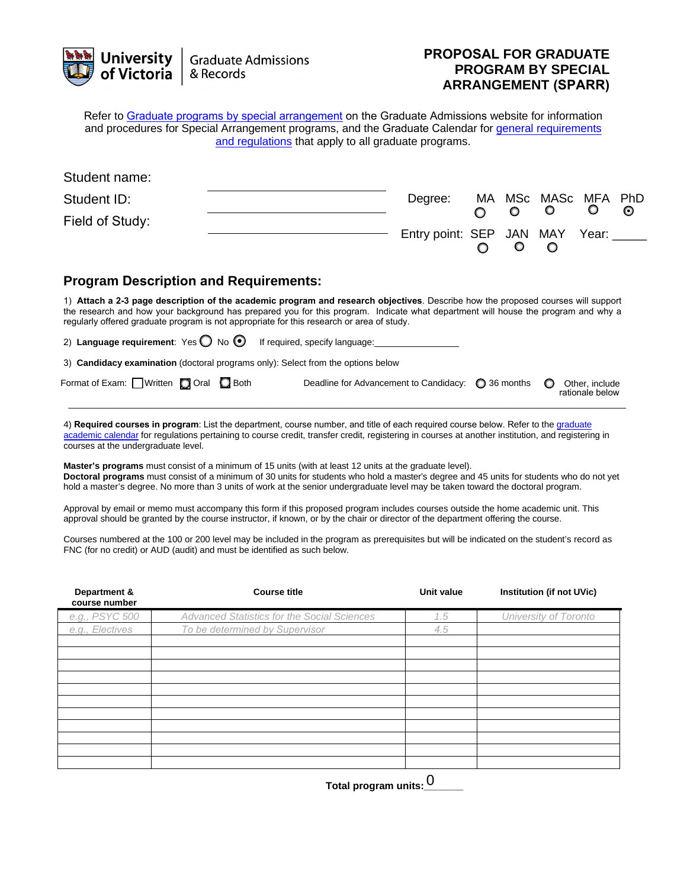University of Victoria | Graduate Admissions & Records

# PROPOSAL FOR GRADUATE PROGRAM BY SPECIAL ARRANGEMENT (SPARR)

Refer to Graduate programs by special arrangement on the Graduate Admissions website for information and procedures for Special Arrangement programs, and the Graduate Calendar for general requirements and regulations that apply to all graduate programs.

Student name: ____________________

Student ID: ____________________

Field of Study: ____________________

Degree: ○ MA ○ MSc ○ MASc ○ MFA ◉ PhD

Entry point: ○ SEP ○ JAN ○ MAY Year: _____

## Program Description and Requirements:

1) **Attach a 2-3 page description of the academic program and research objectives**. Describe how the proposed courses will support the research and how your background has prepared you for this program. Indicate what department will house the program and why a regularly offered graduate program is not appropriate for this research or area of study.

2) **Language requirement**: Yes ○ No ◉ If required, specify language:________________

3) **Candidacy examination** (doctoral programs only): Select from the options below

Format of Exam: ☐ Written ☐ Oral ☐ Both

Deadline for Advancement to Candidacy: ○ 36 months ○ Other, include rationale below

---

4) **Required courses in program**: List the department, course number, and title of each required course below. Refer to the graduate academic calendar for regulations pertaining to course credit, transfer credit, registering in courses at another institution, and registering in courses at the undergraduate level.

**Master's programs** must consist of a minimum of 15 units (with at least 12 units at the graduate level).
**Doctoral programs** must consist of a minimum of 30 units for students who hold a master's degree and 45 units for students who do not yet hold a master's degree. No more than 3 units of work at the senior undergraduate level may be taken toward the doctoral program.

Approval by email or memo must accompany this form if this proposed program includes courses outside the home academic unit. This approval should be granted by the course instructor, if known, or by the chair or director of the department offering the course.

Courses numbered at the 100 or 200 level may be included in the program as prerequisites but will be indicated on the student's record as FNC (for no credit) or AUD (audit) and must be identified as such below.

| Department & course number | Course title | Unit value | Institution (if not UVic) |
|---|---|---|---|
| *e.g., PSYC 500* | *Advanced Statistics for the Social Sciences* | *1.5* | *University of Toronto* |
| *e.g., Electives* | *To be determined by Supervisor* | *4.5* | |
| | | | |
| | | | |
| | | | |
| | | | |
| | | | |
| | | | |
| | | | |
| | | | |
| | | | |
| | | | |

**Total program units:** 0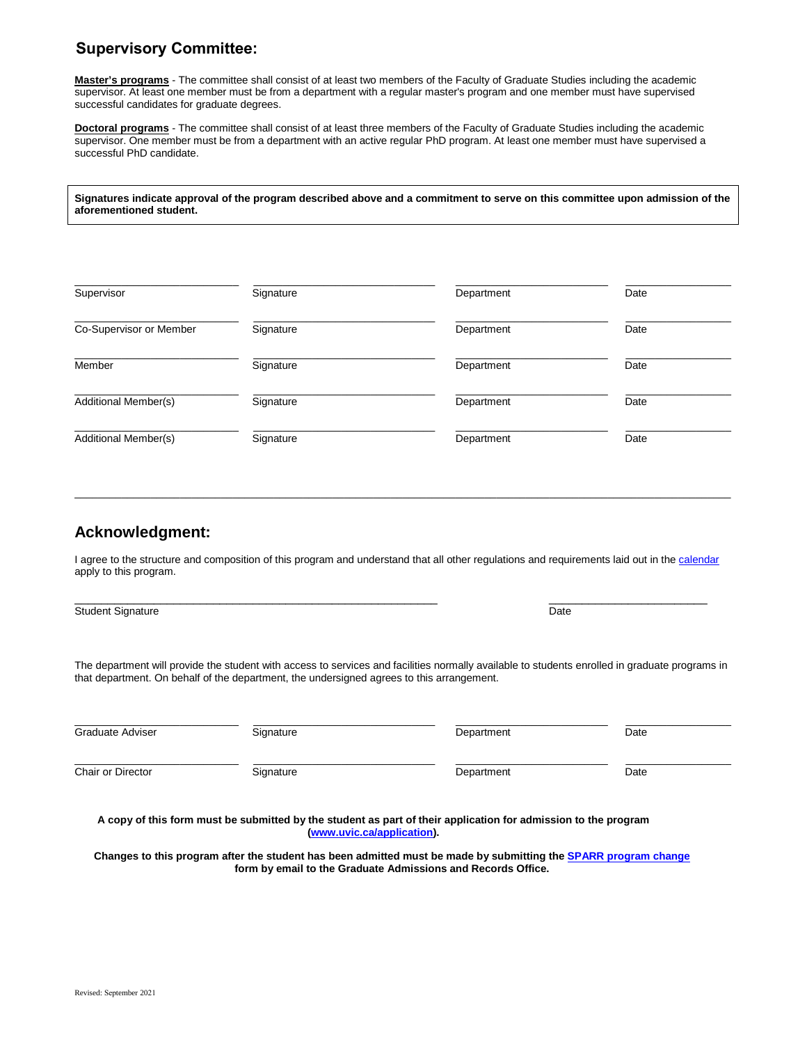## Supervisory Committee:

**Master's programs** - The committee shall consist of at least two members of the Faculty of Graduate Studies including the academic supervisor. At least one member must be from a department with a regular master's program and one member must have supervised successful candidates for graduate degrees.

**Doctoral programs** - The committee shall consist of at least three members of the Faculty of Graduate Studies including the academic supervisor. One member must be from a department with an active regular PhD program. At least one member must have supervised a successful PhD candidate.

**Signatures indicate approval of the program described above and a commitment to serve on this committee upon admission of the aforementioned student.**

| | | | |
|---|---|---|---|
| Supervisor | Signature | Department | Date |
| Co-Supervisor or Member | Signature | Department | Date |
| Member | Signature | Department | Date |
| Additional Member(s) | Signature | Department | Date |
| Additional Member(s) | Signature | Department | Date |

---

## Acknowledgment:

I agree to the structure and composition of this program and understand that all other regulations and requirements laid out in the calendar apply to this program.

| | |
|---|---|
| Student Signature | Date |

The department will provide the student with access to services and facilities normally available to students enrolled in graduate programs in that department. On behalf of the department, the undersigned agrees to this arrangement.

| | | | |
|---|---|---|---|
| Graduate Adviser | Signature | Department | Date |
| Chair or Director | Signature | Department | Date |

**A copy of this form must be submitted by the student as part of their application for admission to the program (www.uvic.ca/application).**

**Changes to this program after the student has been admitted must be made by submitting the SPARR program change form by email to the Graduate Admissions and Records Office.**

Revised: September 2021